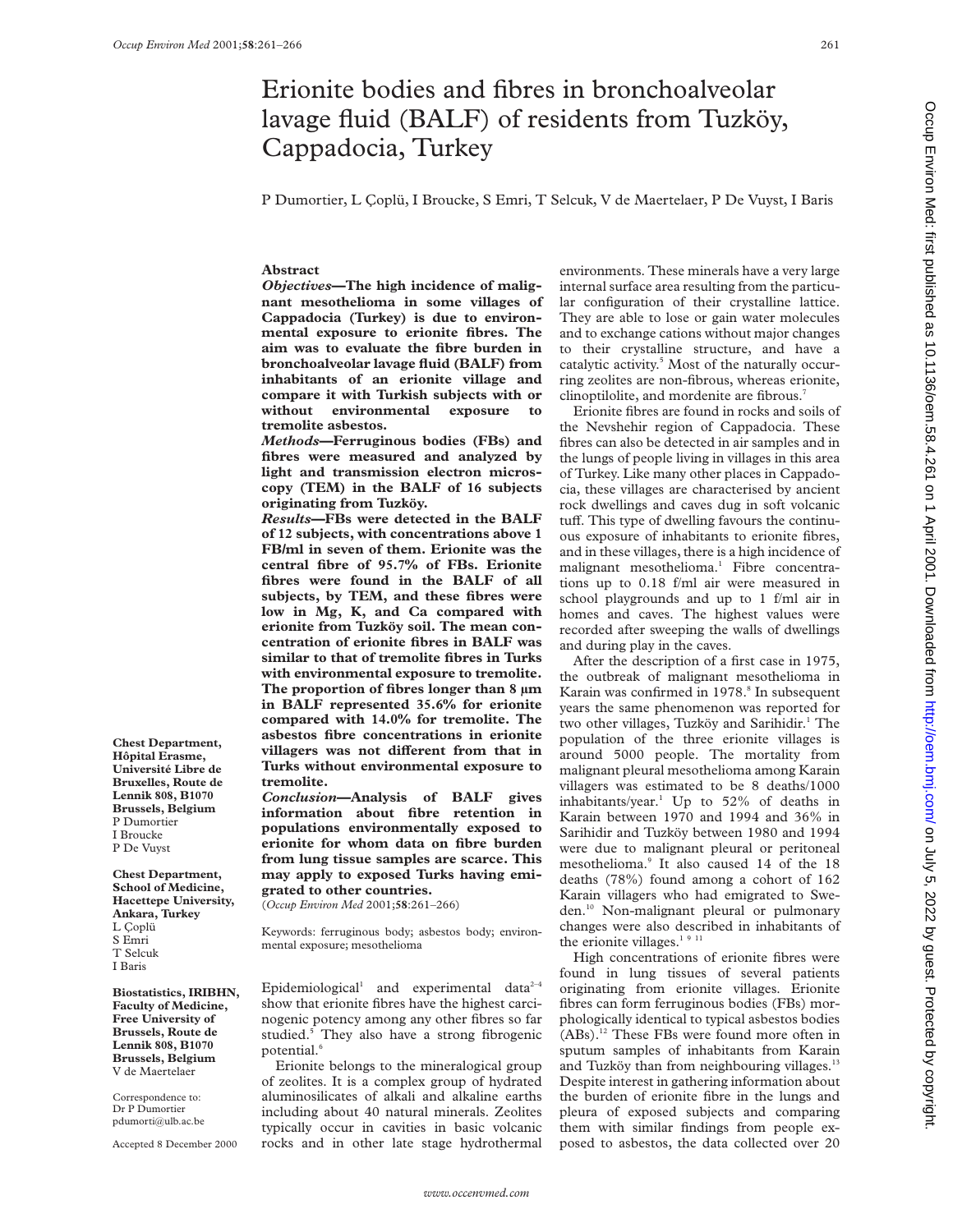# Erionite bodies and fibres in bronchoalveolar lavage fluid (BALF) of residents from Tuzköy, Cappadocia, Turkey

P Dumortier, L Çoplü, I Broucke, S Emri, T Selcuk, V de Maertelaer, P De Vuyst, I Baris

## Abstract

***Objectives*—The high incidence of malignant mesothelioma in some villages of Cappadocia (Turkey) is due to environmental exposure to erionite fibres. The aim was to evaluate the fibre burden in bronchoalveolar lavage fluid (BALF) from inhabitants of an erionite village and compare it with Turkish subjects with or without environmental exposure to tremolite asbestos.**

***Methods*—Ferruginous bodies (FBs) and fibres were measured and analyzed by light and transmission electron microscopy (TEM) in the BALF of 16 subjects originating from Tuzköy.**

***Results*—FBs were detected in the BALF of 12 subjects, with concentrations above 1 FB/ml in seven of them. Erionite was the central fibre of 95.7% of FBs. Erionite fibres were found in the BALF of all subjects, by TEM, and these fibres were low in Mg, K, and Ca compared with erionite from Tuzköy soil. The mean concentration of erionite fibres in BALF was similar to that of tremolite fibres in Turks with environmental exposure to tremolite. The proportion of fibres longer than 8 µm in BALF represented 35.6% for erionite compared with 14.0% for tremolite. The asbestos fibre concentrations in erionite villagers was not different from that in Turks without environmental exposure to tremolite.**

***Conclusion*—Analysis of BALF gives information about fibre retention in populations environmentally exposed to erionite for whom data on fibre burden from lung tissue samples are scarce. This may apply to exposed Turks having emigrated to other countries.**

(*Occup Environ Med* 2001;**58**:261–266)

Keywords: ferruginous body; asbestos body; environmental exposure; mesothelioma

**Chest Department, Hôpital Erasme, Université Libre de Bruxelles, Route de Lennik 808, B1070 Brussels, Belgium**
P Dumortier
I Broucke
P De Vuyst

**Chest Department, School of Medicine, Hacettepe University, Ankara, Turkey**
L Çoplü
S Emri
T Selcuk
I Baris

**Biostatistics, IRIBHN, Faculty of Medicine, Free University of Brussels, Route de Lennik 808, B1070 Brussels, Belgium**
V de Maertelaer

Correspondence to:
Dr P Dumortier
pdumorti@ulb.ac.be

Accepted 8 December 2000

Epidemiological[1] and experimental data[2–4] show that erionite fibres have the highest carcinogenic potency among any other fibres so far studied.[5] They also have a strong fibrogenic potential.[6]

Erionite belongs to the mineralogical group of zeolites. It is a complex group of hydrated aluminosilicates of alkali and alkaline earths including about 40 natural minerals. Zeolites typically occur in cavities in basic volcanic rocks and in other late stage hydrothermal environments. These minerals have a very large internal surface area resulting from the particular configuration of their crystalline lattice. They are able to lose or gain water molecules and to exchange cations without major changes to their crystalline structure, and have a catalytic activity.[5] Most of the naturally occurring zeolites are non-fibrous, whereas erionite, clinoptilolite, and mordenite are fibrous.[7]

Erionite fibres are found in rocks and soils of the Nevshehir region of Cappadocia. These fibres can also be detected in air samples and in the lungs of people living in villages in this area of Turkey. Like many other places in Cappadocia, these villages are characterised by ancient rock dwellings and caves dug in soft volcanic tuff. This type of dwelling favours the continuous exposure of inhabitants to erionite fibres, and in these villages, there is a high incidence of malignant mesothelioma.[1] Fibre concentrations up to 0.18 f/ml air were measured in school playgrounds and up to 1 f/ml air in homes and caves. The highest values were recorded after sweeping the walls of dwellings and during play in the caves.

After the description of a first case in 1975, the outbreak of malignant mesothelioma in Karain was confirmed in 1978.[8] In subsequent years the same phenomenon was reported for two other villages, Tuzköy and Sarihidir.[1] The population of the three erionite villages is around 5000 people. The mortality from malignant pleural mesothelioma among Karain villagers was estimated to be 8 deaths/1000 inhabitants/year.[1] Up to 52% of deaths in Karain between 1970 and 1994 and 36% in Sarihidir and Tuzköy between 1980 and 1994 were due to malignant pleural or peritoneal mesothelioma.[9] It also caused 14 of the 18 deaths (78%) found among a cohort of 162 Karain villagers who had emigrated to Sweden.[10] Non-malignant pleural or pulmonary changes were also described in inhabitants of the erionite villages.[1 9 11]

High concentrations of erionite fibres were found in lung tissues of several patients originating from erionite villages. Erionite fibres can form ferruginous bodies (FBs) morphologically identical to typical asbestos bodies (ABs).[12] These FBs were found more often in sputum samples of inhabitants from Karain and Tuzköy than from neighbouring villages.[13] Despite interest in gathering information about the burden of erionite fibre in the lungs and pleura of exposed subjects and comparing them with similar findings from people exposed to asbestos, the data collected over 20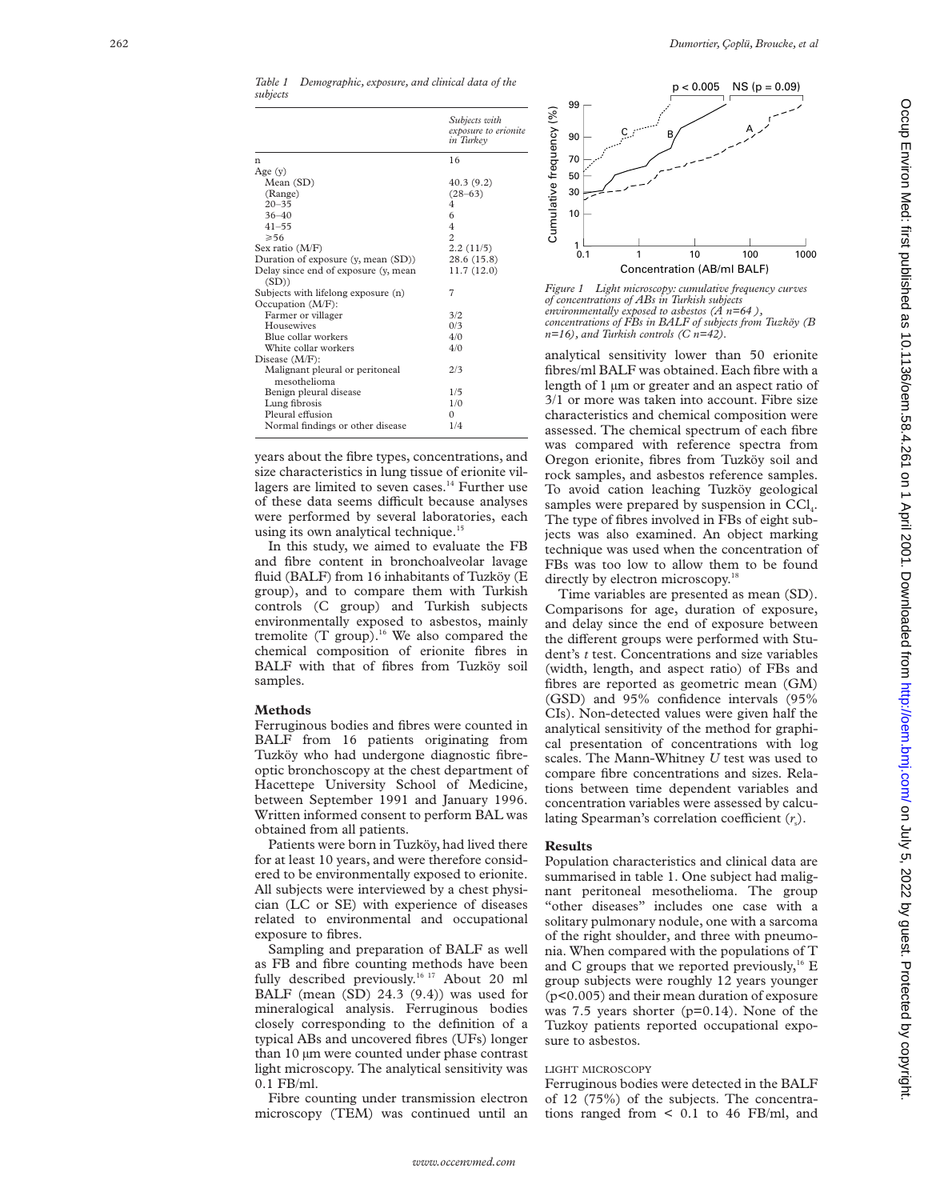*Table 1 Demographic, exposure, and clinical data of the subjects*

| | *Subjects with exposure to erionite in Turkey* |
|---|---|
| n | 16 |
| Age (y) | |
| Mean (SD) | 40.3 (9.2) |
| (Range) | (28–63) |
| 20–35 | 4 |
| 36–40 | 6 |
| 41–55 | 4 |
| ≥56 | 2 |
| Sex ratio (M/F) | 2.2 (11/5) |
| Duration of exposure (y, mean (SD)) | 28.6 (15.8) |
| Delay since end of exposure (y, mean (SD)) | 11.7 (12.0) |
| Subjects with lifelong exposure (n) | 7 |
| Occupation (M/F): | |
| Farmer or villager | 3/2 |
| Housewives | 0/3 |
| Blue collar workers | 4/0 |
| White collar workers | 4/0 |
| Disease (M/F): | |
| Malignant pleural or peritoneal mesothelioma | 2/3 |
| Benign pleural disease | 1/5 |
| Lung fibrosis | 1/0 |
| Pleural effusion | 0 |
| Normal findings or other disease | 1/4 |

years about the fibre types, concentrations, and size characteristics in lung tissue of erionite villagers are limited to seven cases.[14] Further use of these data seems difficult because analyses were performed by several laboratories, each using its own analytical technique.[15]

In this study, we aimed to evaluate the FB and fibre content in bronchoalveolar lavage fluid (BALF) from 16 inhabitants of Tuzköy (E group), and to compare them with Turkish controls (C group) and Turkish subjects environmentally exposed to asbestos, mainly tremolite (T group).[16] We also compared the chemical composition of erionite fibres in BALF with that of fibres from Tuzköy soil samples.

## Methods

Ferruginous bodies and fibres were counted in BALF from 16 patients originating from Tuzköy who had undergone diagnostic fibreoptic bronchoscopy at the chest department of Hacettepe University School of Medicine, between September 1991 and January 1996. Written informed consent to perform BAL was obtained from all patients.

Patients were born in Tuzköy, had lived there for at least 10 years, and were therefore considered to be environmentally exposed to erionite. All subjects were interviewed by a chest physician (LC or SE) with experience of diseases related to environmental and occupational exposure to fibres.

Sampling and preparation of BALF as well as FB and fibre counting methods have been fully described previously.[16 17] About 20 ml BALF (mean (SD) 24.3 (9.4)) was used for mineralogical analysis. Ferruginous bodies closely corresponding to the definition of a typical ABs and uncovered fibres (UFs) longer than 10 µm were counted under phase contrast light microscopy. The analytical sensitivity was 0.1 FB/ml.

Fibre counting under transmission electron microscopy (TEM) was continued until an analytical sensitivity lower than 50 erionite fibres/ml BALF was obtained. Each fibre with a length of 1 µm or greater and an aspect ratio of 3/1 or more was taken into account. Fibre size characteristics and chemical composition were assessed. The chemical spectrum of each fibre was compared with reference spectra from Oregon erionite, fibres from Tuzköy soil and rock samples, and asbestos reference samples. To avoid cation leaching Tuzköy geological samples were prepared by suspension in $CCl_4$. The type of fibres involved in FBs of eight subjects was also examined. An object marking technique was used when the concentration of FBs was too low to allow them to be found directly by electron microscopy.[18]

Time variables are presented as mean (SD). Comparisons for age, duration of exposure, and delay since the end of exposure between the different groups were performed with Student's *t* test. Concentrations and size variables (width, length, and aspect ratio) of FBs and fibres are reported as geometric mean (GM) (GSD) and 95% confidence intervals (95% CIs). Non-detected values were given half the analytical sensitivity of the method for graphical presentation of concentrations with log scales. The Mann-Whitney *U* test was used to compare fibre concentrations and sizes. Relations between time dependent variables and concentration variables were assessed by calculating Spearman's correlation coefficient ($r_s$).

*Figure 1 Light microscopy: cumulative frequency curves of concentrations of ABs in Turkish subjects environmentally exposed to asbestos (A n=64), concentrations of FBs in BALF of subjects from Tuzköy (B n=16), and Turkish controls (C n=42).*

## Results

Population characteristics and clinical data are summarised in table 1. One subject had malignant peritoneal mesothelioma. The group "other diseases" includes one case with a solitary pulmonary nodule, one with a sarcoma of the right shoulder, and three with pneumonia. When compared with the populations of T and C groups that we reported previously,[16] E group subjects were roughly 12 years younger ($p<0.005$) and their mean duration of exposure was 7.5 years shorter ($p=0.14$). None of the Tuzkoy patients reported occupational exposure to asbestos.

### LIGHT MICROSCOPY

Ferruginous bodies were detected in the BALF of 12 (75%) of the subjects. The concentrations ranged from < 0.1 to 46 FB/ml, and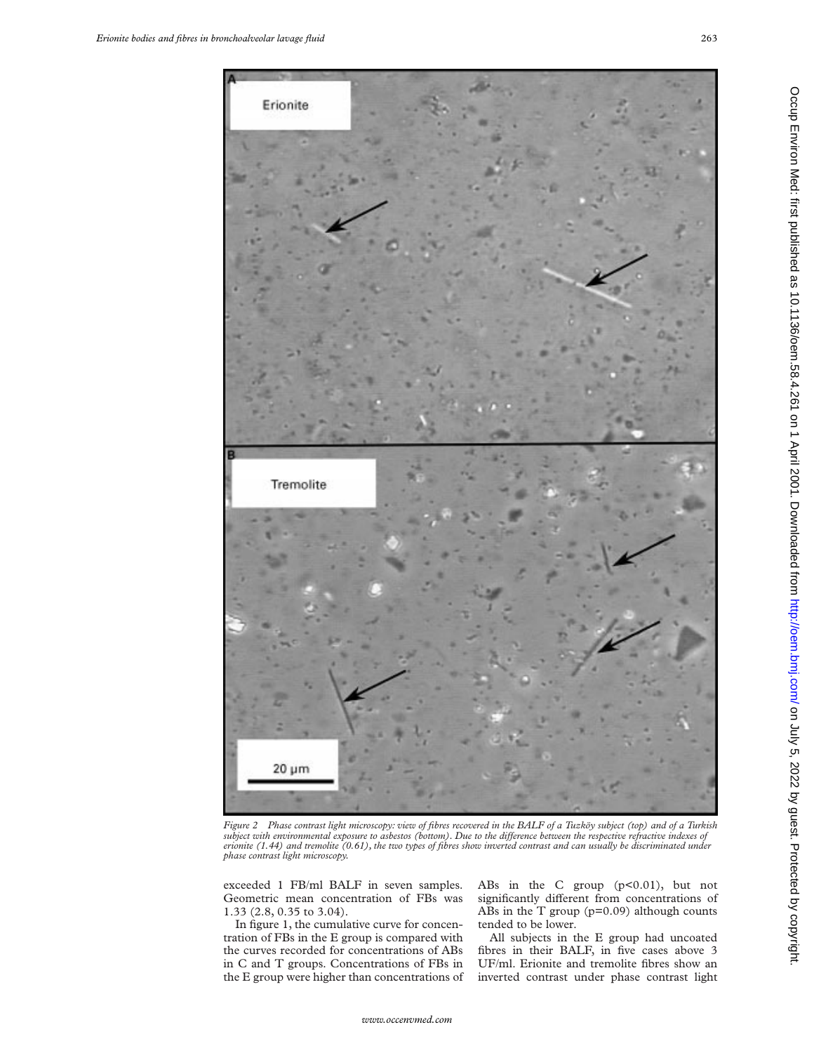*Figure 2 Phase contrast light microscopy: view of fibres recovered in the BALF of a Tuzköy subject (top) and of a Turkish subject with environmental exposure to asbestos (bottom). Due to the difference between the respective refractive indexes of erionite (1.44) and tremolite (0.61), the two types of fibres show inverted contrast and can usually be discriminated under phase contrast light microscopy.*

exceeded 1 FB/ml BALF in seven samples. Geometric mean concentration of FBs was 1.33 (2.8, 0.35 to 3.04).

In figure 1, the cumulative curve for concentration of FBs in the E group is compared with the curves recorded for concentrations of ABs in C and T groups. Concentrations of FBs in the E group were higher than concentrations of ABs in the C group ($p<0.01$), but not significantly different from concentrations of ABs in the T group ($p=0.09$) although counts tended to be lower.

All subjects in the E group had uncoated fibres in their BALF, in five cases above 3 UF/ml. Erionite and tremolite fibres show an inverted contrast under phase contrast light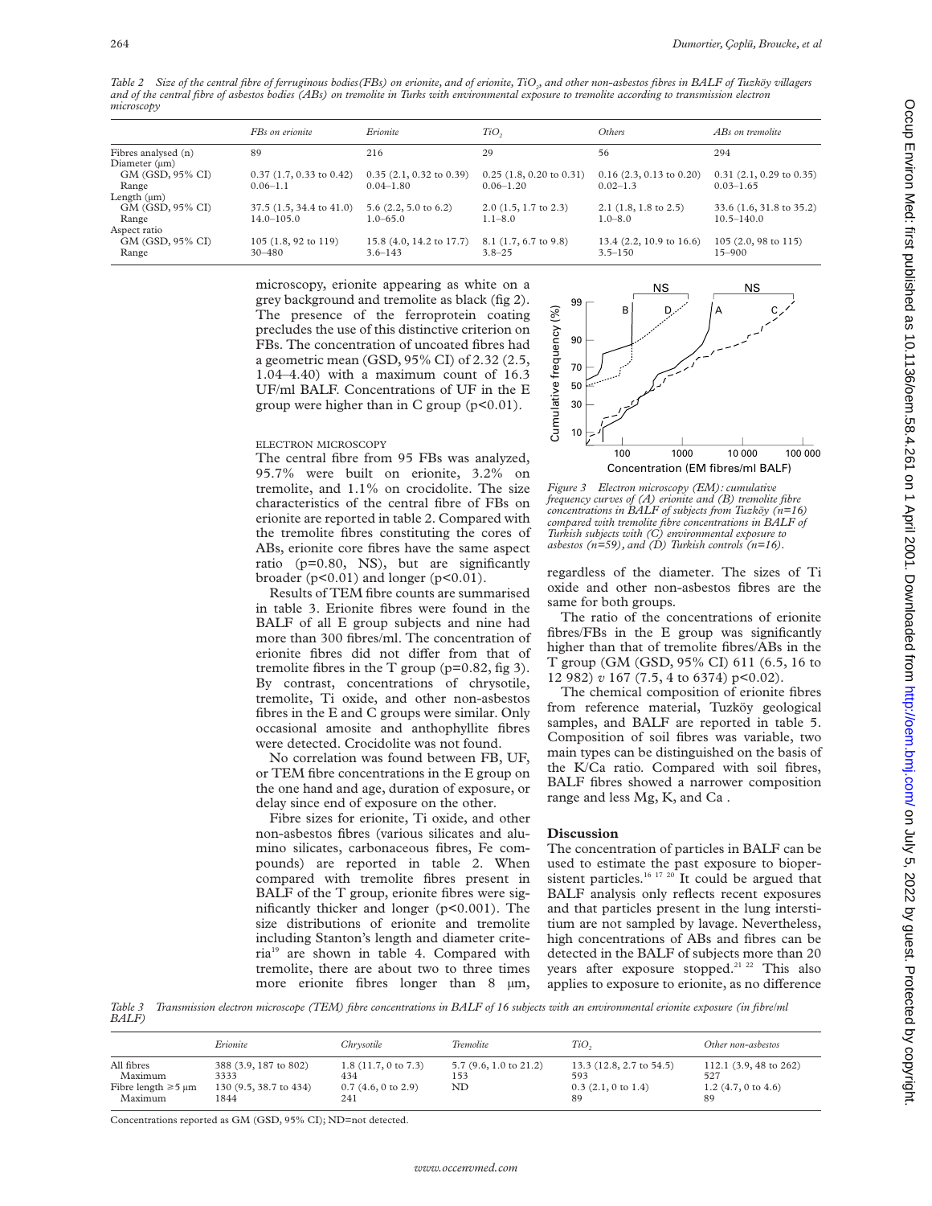*Table 2 Size of the central fibre of ferruginous bodies(FBs) on erionite, and of erionite, $TiO_2$, and other non-asbestos fibres in BALF of Tuzköy villagers and of the central fibre of asbestos bodies (ABs) on tremolite in Turks with environmental exposure to tremolite according to transmission electron microscopy*

| | FBs on erionite | Erionite | $TiO_2$ | Others | ABs on tremolite |
|---|---|---|---|---|---|
| Fibres analysed (n) | 89 | 216 | 29 | 56 | 294 |
| Diameter (μm) | | | | | |
| GM (GSD, 95% CI) | 0.37 (1.7, 0.33 to 0.42) | 0.35 (2.1, 0.32 to 0.39) | 0.25 (1.8, 0.20 to 0.31) | 0.16 (2.3, 0.13 to 0.20) | 0.31 (2.1, 0.29 to 0.35) |
| Range | 0.06–1.1 | 0.04–1.80 | 0.06–1.20 | 0.02–1.3 | 0.03–1.65 |
| Length (μm) | | | | | |
| GM (GSD, 95% CI) | 37.5 (1.5, 34.4 to 41.0) | 5.6 (2.2, 5.0 to 6.2) | 2.0 (1.5, 1.7 to 2.3) | 2.1 (1.8, 1.8 to 2.5) | 33.6 (1.6, 31.8 to 35.2) |
| Range | 14.0–105.0 | 1.0–65.0 | 1.1–8.0 | 1.0–8.0 | 10.5–140.0 |
| Aspect ratio | | | | | |
| GM (GSD, 95% CI) | 105 (1.8, 92 to 119) | 15.8 (4.0, 14.2 to 17.7) | 8.1 (1.7, 6.7 to 9.8) | 13.4 (2.2, 10.9 to 16.6) | 105 (2.0, 98 to 115) |
| Range | 30–480 | 3.6–143 | 3.8–25 | 3.5–150 | 15–900 |

microscopy, erionite appearing as white on a grey background and tremolite as black (fig 2). The presence of the ferroprotein coating precludes the use of this distinctive criterion on FBs. The concentration of uncoated fibres had a geometric mean (GSD, 95% CI) of 2.32 (2.5, 1.04–4.40) with a maximum count of 16.3 UF/ml BALF. Concentrations of UF in the E group were higher than in C group (p<0.01).

### ELECTRON MICROSCOPY

The central fibre from 95 FBs was analyzed, 95.7% were built on erionite, 3.2% on tremolite, and 1.1% on crocidolite. The size characteristics of the central fibre of FBs on erionite are reported in table 2. Compared with the tremolite fibres constituting the cores of ABs, erionite core fibres have the same aspect ratio (p=0.80, NS), but are significantly broader (p<0.01) and longer (p<0.01).

Results of TEM fibre counts are summarised in table 3. Erionite fibres were found in the BALF of all E group subjects and nine had more than 300 fibres/ml. The concentration of erionite fibres did not differ from that of tremolite fibres in the T group (p=0.82, fig 3). By contrast, concentrations of chrysotile, tremolite, Ti oxide, and other non-asbestos fibres in the E and C groups were similar. Only occasional amosite and anthophyllite fibres were detected. Crocidolite was not found.

No correlation was found between FB, UF, or TEM fibre concentrations in the E group on the one hand and age, duration of exposure, or delay since end of exposure on the other.

Fibre sizes for erionite, Ti oxide, and other non-asbestos fibres (various silicates and alumino silicates, carbonaceous fibres, Fe compounds) are reported in table 2. When compared with tremolite fibres present in BALF of the T group, erionite fibres were significantly thicker and longer (p<0.001). The size distributions of erionite and tremolite including Stanton's length and diameter criteria[19] are shown in table 4. Compared with tremolite, there are about two to three times more erionite fibres longer than 8 μm, regardless of the diameter. The sizes of Ti oxide and other non-asbestos fibres are the same for both groups.

*Figure 3 Electron microscopy (EM): cumulative frequency curves of (A) erionite and (B) tremolite fibre concentrations in BALF of subjects from Tuzköy (n=16) compared with tremolite fibre concentrations in BALF of Turkish subjects with (C) environmental exposure to asbestos (n=59), and (D) Turkish controls (n=16).*

The ratio of the concentrations of erionite fibres/FBs in the E group was significantly higher than that of tremolite fibres/ABs in the T group (GM (GSD, 95% CI) 611 (6.5, 16 to 12 982) *v* 167 (7.5, 4 to 6374) p<0.02).

The chemical composition of erionite fibres from reference material, Tuzköy geological samples, and BALF are reported in table 5. Composition of soil fibres was variable, two main types can be distinguished on the basis of the K/Ca ratio. Compared with soil fibres, BALF fibres showed a narrower composition range and less Mg, K, and Ca .

## Discussion

The concentration of particles in BALF can be used to estimate the past exposure to biopersistent particles.[16 17 20] It could be argued that BALF analysis only reflects recent exposures and that particles present in the lung interstitium are not sampled by lavage. Nevertheless, high concentrations of ABs and fibres can be detected in the BALF of subjects more than 20 years after exposure stopped.[21 22] This also applies to exposure to erionite, as no difference

*Table 3 Transmission electron microscope (TEM) fibre concentrations in BALF of 16 subjects with an environmental erionite exposure (in fibre/ml BALF)*

| | Erionite | Chrysotile | Tremolite | $TiO_2$ | Other non-asbestos |
|---|---|---|---|---|---|
| All fibres | 388 (3.9, 187 to 802) | 1.8 (11.7, 0 to 7.3) | 5.7 (9.6, 1.0 to 21.2) | 13.3 (12.8, 2.7 to 54.5) | 112.1 (3.9, 48 to 262) |
| Maximum | 3333 | 434 | 153 | 593 | 527 |
| Fibre length ≥5 μm | 130 (9.5, 38.7 to 434) | 0.7 (4.6, 0 to 2.9) | ND | 0.3 (2.1, 0 to 1.4) | 1.2 (4.7, 0 to 4.6) |
| Maximum | 1844 | 241 | | 89 | 89 |

Concentrations reported as GM (GSD, 95% CI); ND=not detected.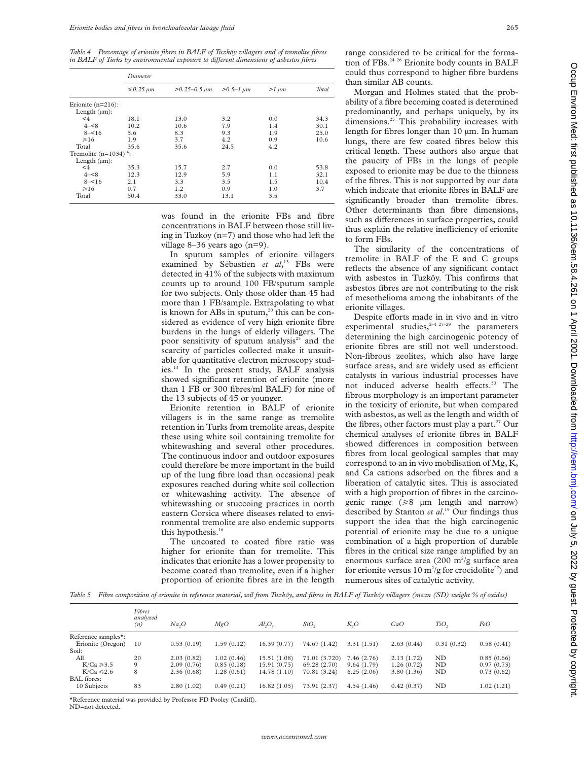*Table 4 Percentage of erionite fibres in BALF of Tuzköy villagers and of tremolite fibres in BALF of Turks by environmental exposure to different dimensions of asbestos fibres*

| | Diameter | | | | |
|---|---|---|---|---|---|
| | ≤0.25 µm | >0.25–0.5 µm | >0.5–1 µm | >1 µm | Total |
| Erionite (n=216): | | | | | |
| Length (µm): | | | | | |
| <4 | 18.1 | 13.0 | 3.2 | 0.0 | 34.3 |
| 4–<8 | 10.2 | 10.6 | 7.9 | 1.4 | 30.1 |
| 8–<16 | 5.6 | 8.3 | 9.3 | 1.9 | 25.0 |
| ≥16 | 1.9 | 3.7 | 4.2 | 0.9 | 10.6 |
| Total | 35.6 | 35.6 | 24.5 | 4.2 | |
| Tremolite (n=1034)[16]: | | | | | |
| Length (µm): | | | | | |
| <4 | 35.3 | 15.7 | 2.7 | 0.0 | 53.8 |
| 4–<8 | 12.3 | 12.9 | 5.9 | 1.1 | 32.1 |
| 8–<16 | 2.1 | 3.3 | 3.5 | 1.5 | 10.4 |
| ≥16 | 0.7 | 1.2 | 0.9 | 1.0 | 3.7 |
| Total | 50.4 | 33.0 | 13.1 | 3.5 | |

was found in the erionite FBs and fibre concentrations in BALF between those still living in Tuzkoy (n=7) and those who had left the village 8–36 years ago (n=9).

In sputum samples of erionite villagers examined by Sébastien *et al*,[13] FBs were detected in 41% of the subjects with maximum counts up to around 100 FB/sputum sample for two subjects. Only those older than 45 had more than 1 FB/sample. Extrapolating to what is known for ABs in sputum,[20] this can be considered as evidence of very high erionite fibre burdens in the lungs of elderly villagers. The poor sensitivity of sputum analysis[23] and the scarcity of particles collected make it unsuitable for quantitative electron microscopy studies.[13] In the present study, BALF analysis showed significant retention of erionite (more than 1 FB or 300 fibres/ml BALF) for nine of the 13 subjects of 45 or younger.

Erionite retention in BALF of erionite villagers is in the same range as tremolite retention in Turks from tremolite areas, despite these using white soil containing tremolite for whitewashing and several other procedures. The continuous indoor and outdoor exposures could therefore be more important in the build up of the lung fibre load than occasional peak exposures reached during white soil collection or whitewashing activity. The absence of whitewashing or stuccoing practices in north eastern Corsica where diseases related to environmental tremolite are also endemic supports this hypothesis.[16]

The uncoated to coated fibre ratio was higher for erionite than for tremolite. This indicates that erionite has a lower propensity to become coated than tremolite, even if a higher proportion of erionite fibres are in the length range considered to be critical for the formation of FBs.[24–26] Erionite body counts in BALF could thus correspond to higher fibre burdens than similar AB counts.

Morgan and Holmes stated that the probability of a fibre becoming coated is determined predominantly, and perhaps uniquely, by its dimensions.[25] This probability increases with length for fibres longer than 10 µm. In human lungs, there are few coated fibres below this critical length. These authors also argue that the paucity of FBs in the lungs of people exposed to erionite may be due to the thinness of the fibres. This is not supported by our data which indicate that erionite fibres in BALF are significantly broader than tremolite fibres. Other determinants than fibre dimensions, such as differences in surface properties, could thus explain the relative inefficiency of erionite to form FBs.

The similarity of the concentrations of tremolite in BALF of the E and C groups reflects the absence of any significant contact with asbestos in Tuzköy. This confirms that asbestos fibres are not contributing to the risk of mesothelioma among the inhabitants of the erionite villages.

Despite efforts made in in vivo and in vitro experimental studies,[2–4 27–29] the parameters determining the high carcinogenic potency of erionite fibres are still not well understood. Non-fibrous zeolites, which also have large surface areas, and are widely used as efficient catalysts in various industrial processes have not induced adverse health effects.[30] The fibrous morphology is an important parameter in the toxicity of erionite, but when compared with asbestos, as well as the length and width of the fibres, other factors must play a part.[27] Our chemical analyses of erionite fibres in BALF showed differences in composition between fibres from local geological samples that may correspond to an in vivo mobilisation of Mg, K, and Ca cations adsorbed on the fibres and a liberation of catalytic sites. This is associated with a high proportion of fibres in the carcinogenic range (≥8 µm length and narrow) described by Stanton *et al*.[19] Our findings thus support the idea that the high carcinogenic potential of erionite may be due to a unique combination of a high proportion of durable fibres in the critical size range amplified by an enormous surface area (200 $m^2$/g surface area for erionite versus 10 $m^2$/g for crocidolite[27]) and numerous sites of catalytic activity.

*Table 5 Fibre composition of erionite in reference material, soil from Tuzköy, and fibres in BALF of Tuzköy villagers (mean (SD) weight % of oxides)*

| | Fibres analyzed (n) | $Na_2O$ | $MgO$ | $Al_2O_3$ | $SiO_2$ | $K_2O$ | $CaO$ | $TiO_2$ | $FeO$ |
|---|---|---|---|---|---|---|---|---|---|
| Reference samples*: | | | | | | | | | |
| Erionite (Oregon) | 10 | 0.53 (0.19) | 1.59 (0.12) | 16.39 (0.77) | 74.67 (1.42) | 3.31 (1.51) | 2.63 (0.44) | 0.31 (0.32) | 0.58 (0.41) |
| Soil: | | | | | | | | | |
| All | 20 | 2.03 (0.82) | 1.02 (0.46) | 15.51 (1.08) | 71.01 (3.720) | 7.46 (2.76) | 2.13 (1.72) | ND | 0.85 (0.66) |
| K/Ca ≥3.5 | 9 | 2.09 (0.76) | 0.85 (0.18) | 15.91 (0.75) | 69.28 (2.70) | 9.64 (1.79) | 1.26 (0.72) | ND | 0.97 (0.73) |
| K/Ca ≤2.6 | 8 | 2.36 (0.68) | 1.28 (0.61) | 14.78 (1.10) | 70.81 (3.24) | 6.25 (2.06) | 3.80 (1.36) | ND | 0.73 (0.62) |
| BAL fibres: | | | | | | | | | |
| 10 Subjects | 83 | 2.80 (1.02) | 0.49 (0.21) | 16.82 (1.05) | 73.91 (2.37) | 4.54 (1.46) | 0.42 (0.37) | ND | 1.02 (1.21) |

*Reference material was provided by Professor FD Pooley (Cardiff).
ND=not detected.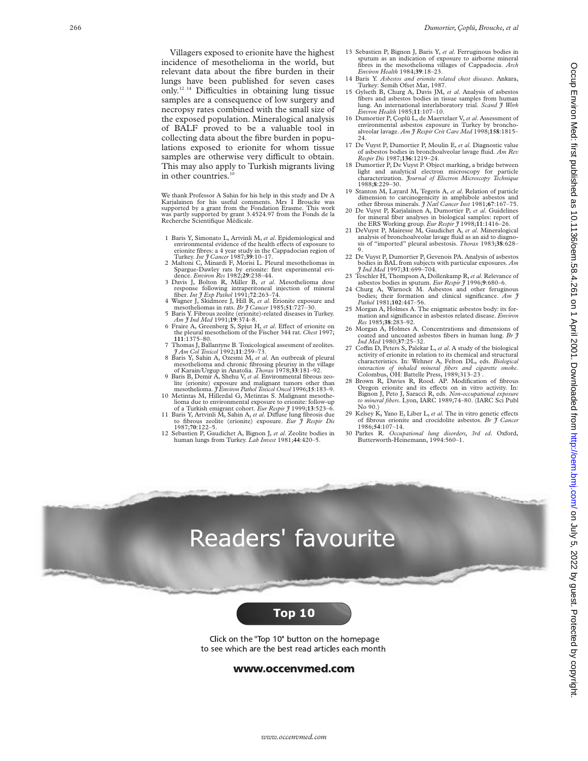Villagers exposed to erionite have the highest incidence of mesothelioma in the world, but relevant data about the fibre burden in their lungs have been published for seven cases only.[12 14] Difficulties in obtaining lung tissue samples are a consequence of low surgery and necropsy rates combined with the small size of the exposed population. Mineralogical analysis of BALF proved to be a valuable tool in collecting data about the fibre burden in populations exposed to erionite for whom tissue samples are otherwise very difficult to obtain. This may also apply to Turkish migrants living in other countries.[10]

We thank Professor A Sahin for his help in this study and Dr A Karjalainen for his useful comments. Mrs I Broucke was supported by a grant from the Fondation Erasme. This work was partly supported by grant 3.4524.97 from the Fonds de la Recherche Scientifique Médicale.

1 Baris Y, Simonato L, Artvinli M, *et al*. Epidemiological and environmental evidence of the health effects of exposure to erionite fibres: a 4 year study in the Cappadocian region of Turkey. *Int J Cancer* 1987;**39**:10–17.
2 Maltoni C, Minardi F, Morisi L. Pleural mesotheliomas in Spargue-Dawley rats by erionite: first experimental evidence. *Environ Res* 1982;**29**:238–44.
3 Davis J, Bolton R, Miller B, *et al*. Mesothelioma dose response following intraperitoneal injection of mineral fiber. *Int J Exp Pathol* 1991;**72**:263–74.
4 Wagner J, Skidmore J, Hill R, *et al*. Erionite exposure and mesotheliomas in rats. *Br J Cancer* 1985;**51**:727–30.
5 Baris Y. Fibrous zeolite (erionite)-related diseases in Turkey. *Am J Ind Med* 1991;**19**:374–8.
6 Fraire A, Greenberg S, Spjut H, *et al*. Effect of erionite on the pleural mesotheliom of the Fischer 344 rat. *Chest* 1997; **111**:1375–80.
7 Thomas J, Ballantyne B. Toxicological assesment of zeolites. *J Am Col Toxicol* 1992;**11**:259–73.
8 Baris Y, Sahin A, Ozesmi M, *et al*. An outbreak of pleural mesothelioma and chronic fibrosing pleurisy in the village of Karain/Urgup in Anatolia. *Thorax* 1978;**33**:181–92.
9 Baris B, Demir A, Shehu V, *et al*. Environmental fibrous zeolite (erionite) exposure and malignant tumors other than mesothelioma. *J Environ Pathol Toxicol Oncol* 1996;**15**:183–9.
10 Metintas M, Hillerdal G, Metintas S. Malignant mesothelioma due to environmental exposure to erionite: follow-up of a Turkish emigrant cohort. *Eur Respir J* 1999;**13**:523–6.
11 Baris Y, Artvinli M, Sahin A, *et al*. Diffuse lung fibrosis due to fibrous zeolite (erionite) exposure. *Eur J Respir Dis* 1987;**70**:122–5.
12 Sebastien P, Gaudichet A, Bignon J, *et al*. Zeolite bodies in human lungs from Turkey. *Lab Invest* 1981;**44**:420–5.
13 Sebastien P, Bignon J, Baris Y, *et al*. Ferruginous bodies in sputum as an indication of exposure to airborne mineral fibres in the mesothelioma villages of Cappadocia. *Arch Environ Health* 1984;**39**:18–23.
14 Baris Y. *Asbestos and erionite related chest diseases*. Ankara, Turkey: Semih Ofset Mat, 1987.
15 Gylseth B, Churg A, Davis JM, *et al*. Analysis of asbestos fibers and asbestos bodies in tissue samples from human lung. An international interlaboratory trial. *Scand J Work Envron Health* 1985;**11**:107–10.
16 Dumortier P, Çoplü L, de Maertelaer V, *et al*. Assessment of environmental asbestos exposure in Turkey by bronchoalveolar lavage. *Am J Respir Crit Care Med* 1998;**158**:1815–24.
17 De Vuyst P, Dumortier P, Moulin E, *et al*. Diagnostic value of asbestos bodies in bronchoalveolar lavage fluid. *Am Rev Respir Dis* 1987;**136**:1219–24.
18 Dumortier P, De Vuyst P. Object marking, a bridge between light and analytical electron microscopy for particle characterization. *Journal of Electron Microscopy Technique* 1988;**8**:229–30.
19 Stanton M, Layard M, Tegeris A, *et al*. Relation of particle dimension to carcinogenicity in amphibole asbestos and other fibrous minerals. *J Natl Cancer Inst* 1981;**67**:167–75.
20 De Vuyst P, Karjalainen A, Dumortier P, *et al*. Guidelines for mineral fiber analyses in biological samples: report of the ERS Working group. *Eur Respir J* 1998;**11**:1416–26.
21 DeVuyst P, Mairesse M, Gaudichet A, *et al*. Mineralogical analysis of bronchoalveolar lavage fluid as an aid to diagnosis of "imported" pleural asbestosis. *Thorax* 1983;**38**:628–9.
22 De Vuyst P, Dumortier P, Gevenois PA. Analysis of asbestos bodies in BAL from subjects with particular exposures. *Am J Ind Med* 1997;**31**:699–704.
23 Teschler H, Thompson A, Dollenkamp R, *et al*. Relevance of asbestos bodies in sputum. *Eur Respir J* 1996;**9**:680–6.
24 Churg A, Warnock M. Asbestos and other feruginous bodies; their formation and clinical significance. *Am J Pathol* 1981;**102**:447–56.
25 Morgan A, Holmes A. The enigmatic asbestos body: its formation and significance in asbestos related disease. *Environ Res* 1985;**38**:283–92.
26 Morgan A, Holmes A. Concentrations and dimensions of coated and uncoated asbestos fibers in human lung. *Br J Ind Med* 1980;**37**:25–32.
27 Coffin D, Peters S, Palekar L, *et al*. A study of the biological activity of erionite in relation to its chemical and structural characteristics. In: Wehner A, Felton DL, eds. *Biological interaction of inhaled mineral fibers and cigarette smoke*. Colombus, OH: Battelle Press, 1989;313–23.
28 Brown R, Davies R, Rood. AP. Modification of fibrous Oregon erionite and its effects on in vitro activity. In: Bignon J, Peto J, Saracci R, eds. *Non-occupational exposure to mineral fibers*. Lyon, IARC 1989;74–80. (IARC Sci Publ No 90.)
29 Kelsey K, Yano E, Liber L, *et al*. The in vitro genetic effects of fibrous erionite and crocidolite asbestos. *Br J Cancer* 1986;**54**:107–14.
30 Parkes R. *Occupational lung disorders, 3rd ed*. Oxford, Butterworth-Heinemann, 1994:560–1.

Readers' favourite

Top 10

Click on the "Top 10" button on the homepage to see which are the best read articles each month

**www.occenvmed.com**